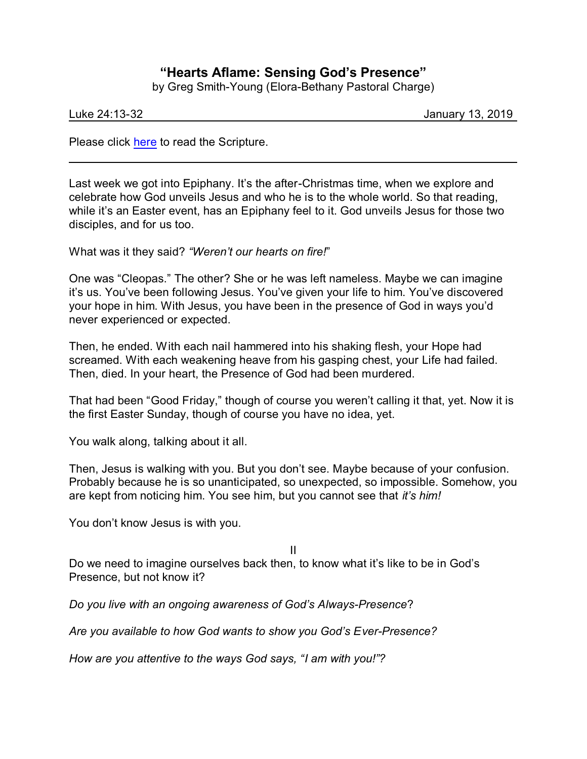# "Hearts Aflame: Sensing God's Presence"

by Greg Smith-Young (Elora-Bethany Pastoral Charge)

Luke 24:13-32 January 13, 2019

Please click here to read the Scripture.

---

Last week we got into Epiphany. It's the after-Christmas time, when we explore and celebrate how God unveils Jesus and who he is to the whole world. So that reading, while it's an Easter event, has an Epiphany feel to it. God unveils Jesus for those two disciples, and for us too.

What was it they said? *"Weren't our hearts on fire!*"

One was "Cleopas." The other? She or he was left nameless. Maybe we can imagine it's us. You've been following Jesus. You've given your life to him. You've discovered your hope in him. With Jesus, you have been in the presence of God in ways you'd never experienced or expected.

Then, he ended. With each nail hammered into his shaking flesh, your Hope had screamed. With each weakening heave from his gasping chest, your Life had failed. Then, died. In your heart, the Presence of God had been murdered.

That had been "Good Friday," though of course you weren't calling it that, yet. Now it is the first Easter Sunday, though of course you have no idea, yet.

You walk along, talking about it all.

Then, Jesus is walking with you. But you don't see. Maybe because of your confusion. Probably because he is so unanticipated, so unexpected, so impossible. Somehow, you are kept from noticing him. You see him, but you cannot see that *it's him!*

You don't know Jesus is with you.

II

Do we need to imagine ourselves back then, to know what it's like to be in God's Presence, but not know it?

*Do you live with an ongoing awareness of God's Always-Presence*?

*Are you available to how God wants to show you God's Ever-Presence?*

*How are you attentive to the ways God says, "I am with you!"?*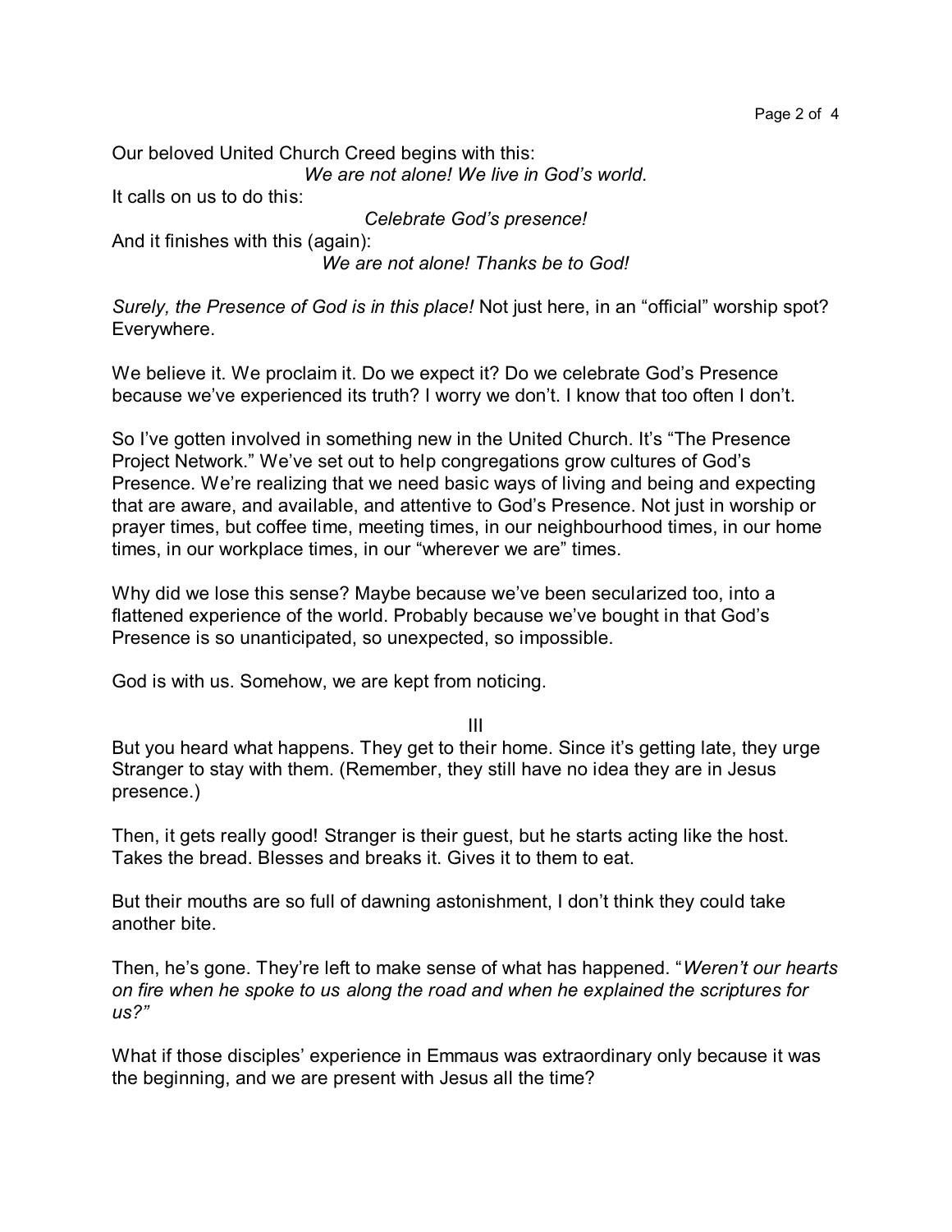Our beloved United Church Creed begins with this:

*We are not alone! We live in God's world.*

It calls on us to do this:

*Celebrate God's presence!*

And it finishes with this (again):

*We are not alone! Thanks be to God!*

*Surely, the Presence of God is in this place!* Not just here, in an "official" worship spot? Everywhere.

We believe it. We proclaim it. Do we expect it? Do we celebrate God's Presence because we've experienced its truth? I worry we don't. I know that too often I don't.

So I've gotten involved in something new in the United Church. It's "The Presence Project Network." We've set out to help congregations grow cultures of God's Presence. We're realizing that we need basic ways of living and being and expecting that are aware, and available, and attentive to God's Presence. Not just in worship or prayer times, but coffee time, meeting times, in our neighbourhood times, in our home times, in our workplace times, in our "wherever we are" times.

Why did we lose this sense? Maybe because we've been secularized too, into a flattened experience of the world. Probably because we've bought in that God's Presence is so unanticipated, so unexpected, so impossible.

God is with us. Somehow, we are kept from noticing.

III

But you heard what happens. They get to their home. Since it's getting late, they urge Stranger to stay with them. (Remember, they still have no idea they are in Jesus presence.)

Then, it gets really good! Stranger is their guest, but he starts acting like the host. Takes the bread. Blesses and breaks it. Gives it to them to eat.

But their mouths are so full of dawning astonishment, I don't think they could take another bite.

Then, he's gone. They're left to make sense of what has happened. "*Weren't our hearts on fire when he spoke to us along the road and when he explained the scriptures for us?"*

What if those disciples' experience in Emmaus was extraordinary only because it was the beginning, and we are present with Jesus all the time?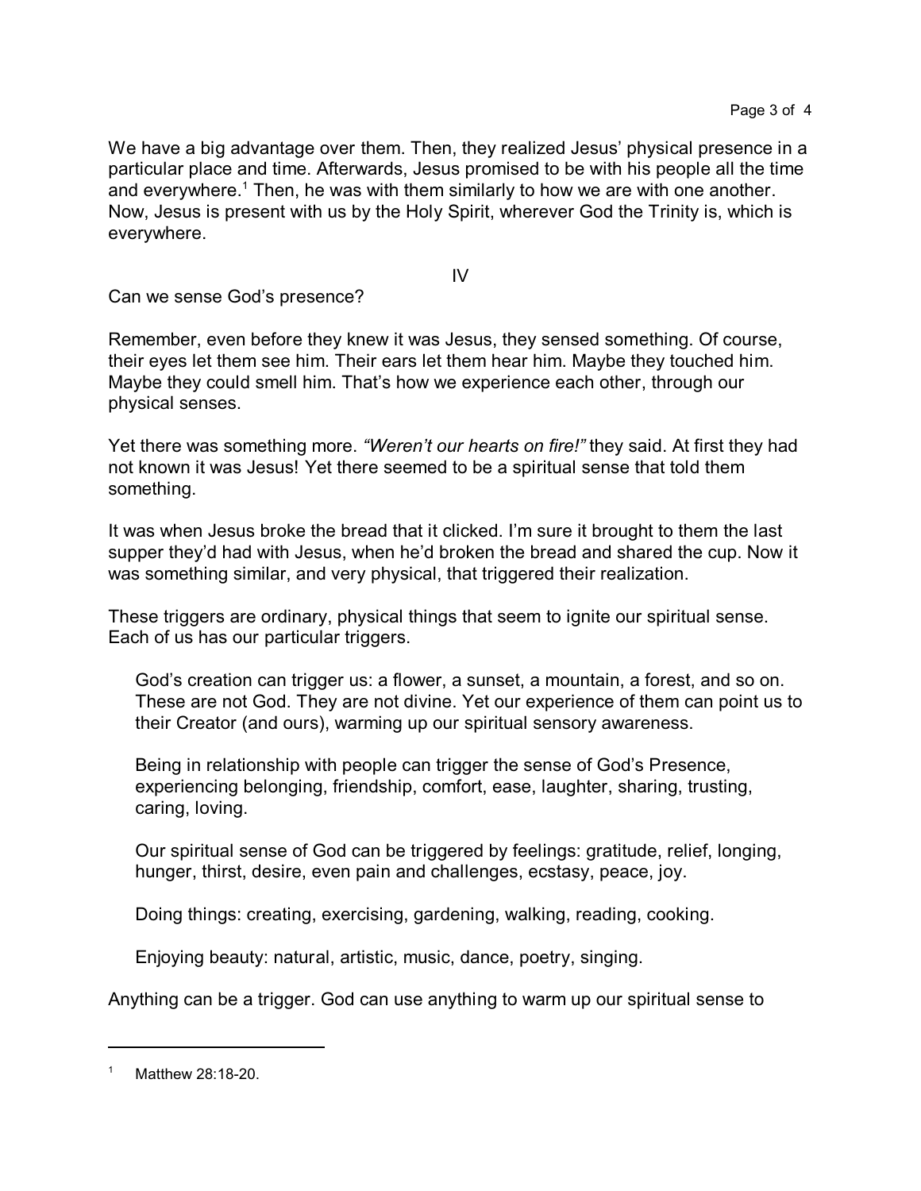We have a big advantage over them. Then, they realized Jesus' physical presence in a particular place and time. Afterwards, Jesus promised to be with his people all the time and everywhere.[1] Then, he was with them similarly to how we are with one another. Now, Jesus is present with us by the Holy Spirit, wherever God the Trinity is, which is everywhere.

## IV

Can we sense God's presence?

Remember, even before they knew it was Jesus, they sensed something. Of course, their eyes let them see him. Their ears let them hear him. Maybe they touched him. Maybe they could smell him. That's how we experience each other, through our physical senses.

Yet there was something more. *"Weren't our hearts on fire!"* they said. At first they had not known it was Jesus! Yet there seemed to be a spiritual sense that told them something.

It was when Jesus broke the bread that it clicked. I'm sure it brought to them the last supper they'd had with Jesus, when he'd broken the bread and shared the cup. Now it was something similar, and very physical, that triggered their realization.

These triggers are ordinary, physical things that seem to ignite our spiritual sense. Each of us has our particular triggers.

> God's creation can trigger us: a flower, a sunset, a mountain, a forest, and so on. These are not God. They are not divine. Yet our experience of them can point us to their Creator (and ours), warming up our spiritual sensory awareness.
>
> Being in relationship with people can trigger the sense of God's Presence, experiencing belonging, friendship, comfort, ease, laughter, sharing, trusting, caring, loving.
>
> Our spiritual sense of God can be triggered by feelings: gratitude, relief, longing, hunger, thirst, desire, even pain and challenges, ecstasy, peace, joy.
>
> Doing things: creating, exercising, gardening, walking, reading, cooking.
>
> Enjoying beauty: natural, artistic, music, dance, poetry, singing.

Anything can be a trigger. God can use anything to warm up our spiritual sense to

---

[1] Matthew 28:18-20.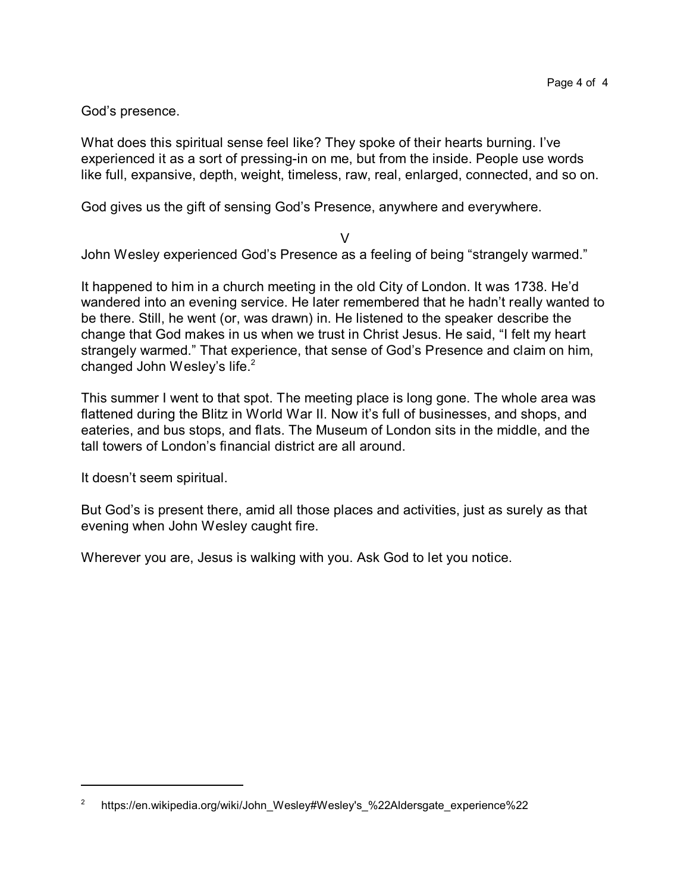God's presence.

What does this spiritual sense feel like? They spoke of their hearts burning. I've experienced it as a sort of pressing-in on me, but from the inside. People use words like full, expansive, depth, weight, timeless, raw, real, enlarged, connected, and so on.

God gives us the gift of sensing God's Presence, anywhere and everywhere.

V

John Wesley experienced God's Presence as a feeling of being "strangely warmed."

It happened to him in a church meeting in the old City of London. It was 1738. He'd wandered into an evening service. He later remembered that he hadn't really wanted to be there. Still, he went (or, was drawn) in. He listened to the speaker describe the change that God makes in us when we trust in Christ Jesus. He said, "I felt my heart strangely warmed." That experience, that sense of God's Presence and claim on him, changed John Wesley's life.[2]

This summer I went to that spot. The meeting place is long gone. The whole area was flattened during the Blitz in World War II. Now it's full of businesses, and shops, and eateries, and bus stops, and flats. The Museum of London sits in the middle, and the tall towers of London's financial district are all around.

It doesn't seem spiritual.

But God's is present there, amid all those places and activities, just as surely as that evening when John Wesley caught fire.

Wherever you are, Jesus is walking with you. Ask God to let you notice.

---

[2] https://en.wikipedia.org/wiki/John_Wesley#Wesley's_%22Aldersgate_experience%22